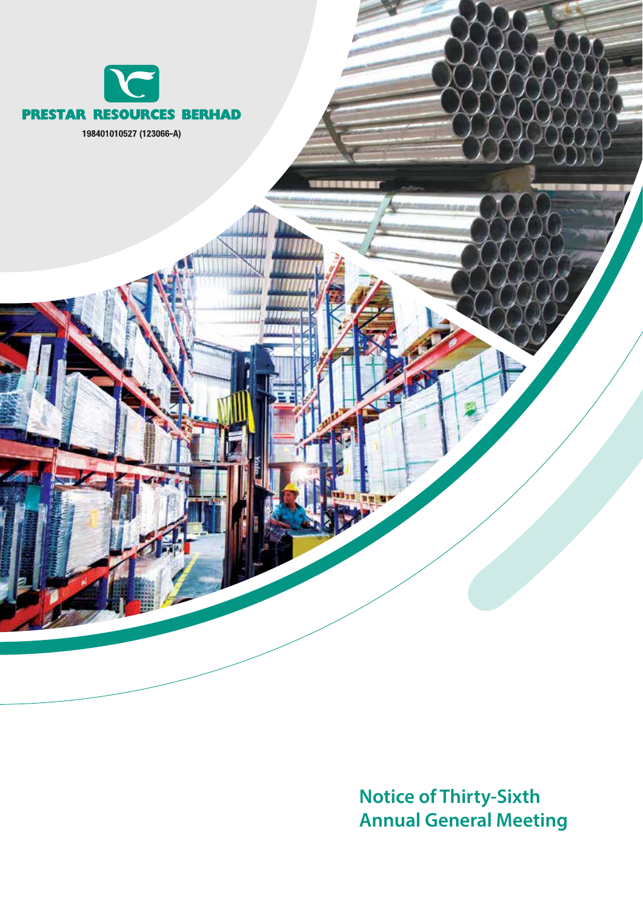PRESTAR RESOURCES BERHAD

198401010527 (123066-A)

# Notice of Thirty-Sixth Annual General Meeting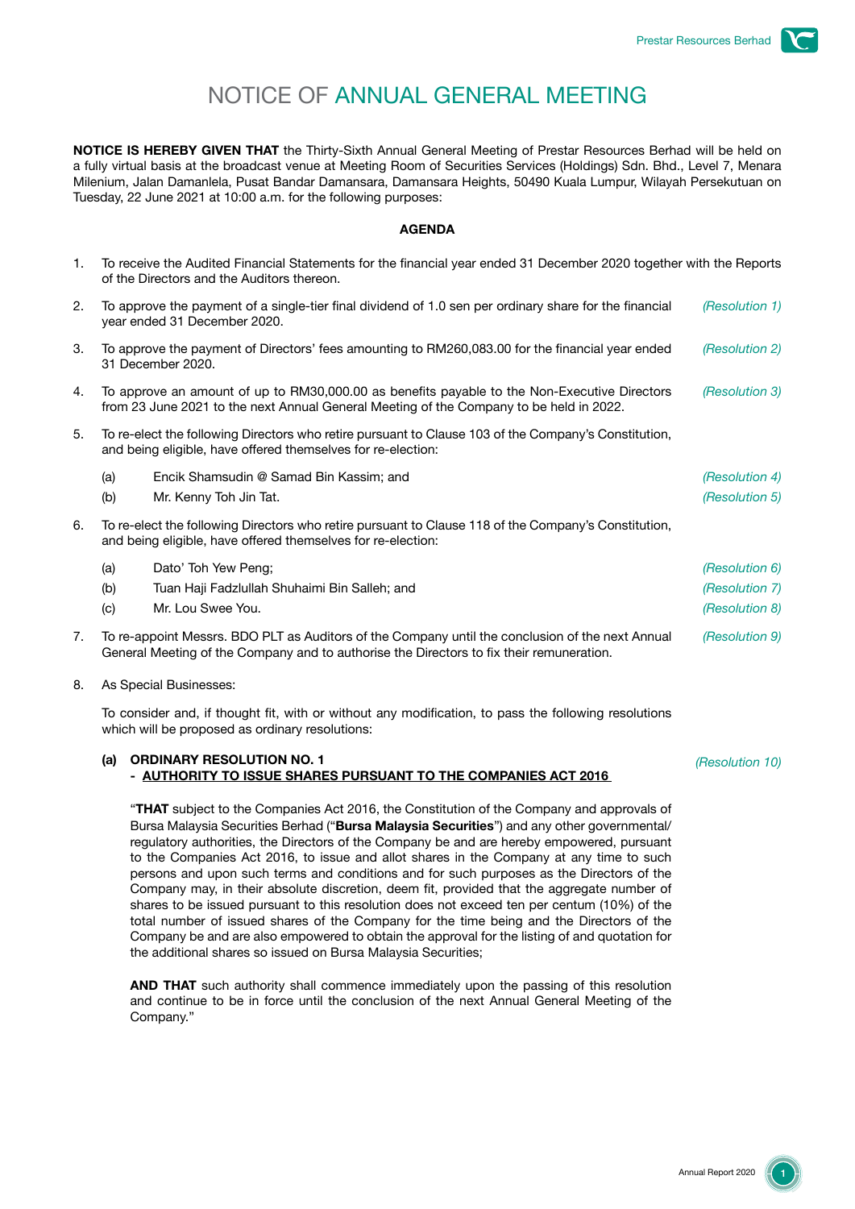# NOTICE OF ANNUAL GENERAL MEETING

**NOTICE IS HEREBY GIVEN THAT** the Thirty-Sixth Annual General Meeting of Prestar Resources Berhad will be held on a fully virtual basis at the broadcast venue at Meeting Room of Securities Services (Holdings) Sdn. Bhd., Level 7, Menara Milenium, Jalan Damanlela, Pusat Bandar Damansara, Damansara Heights, 50490 Kuala Lumpur, Wilayah Persekutuan on Tuesday, 22 June 2021 at 10:00 a.m. for the following purposes:

**AGENDA**

1. To receive the Audited Financial Statements for the financial year ended 31 December 2020 together with the Reports of the Directors and the Auditors thereon.

2. To approve the payment of a single-tier final dividend of 1.0 sen per ordinary share for the financial year ended 31 December 2020. *(Resolution 1)*

3. To approve the payment of Directors' fees amounting to RM260,083.00 for the financial year ended 31 December 2020. *(Resolution 2)*

4. To approve an amount of up to RM30,000.00 as benefits payable to the Non-Executive Directors from 23 June 2021 to the next Annual General Meeting of the Company to be held in 2022. *(Resolution 3)*

5. To re-elect the following Directors who retire pursuant to Clause 103 of the Company's Constitution, and being eligible, have offered themselves for re-election:

   (a) Encik Shamsudin @ Samad Bin Kassim; and *(Resolution 4)*

   (b) Mr. Kenny Toh Jin Tat. *(Resolution 5)*

6. To re-elect the following Directors who retire pursuant to Clause 118 of the Company's Constitution, and being eligible, have offered themselves for re-election:

   (a) Dato' Toh Yew Peng; *(Resolution 6)*

   (b) Tuan Haji Fadzlullah Shuhaimi Bin Salleh; and *(Resolution 7)*

   (c) Mr. Lou Swee You. *(Resolution 8)*

7. To re-appoint Messrs. BDO PLT as Auditors of the Company until the conclusion of the next Annual General Meeting of the Company and to authorise the Directors to fix their remuneration. *(Resolution 9)*

8. As Special Businesses:

   To consider and, if thought fit, with or without any modification, to pass the following resolutions which will be proposed as ordinary resolutions:

   **(a) ORDINARY RESOLUTION NO. 1** *(Resolution 10)*
   **- AUTHORITY TO ISSUE SHARES PURSUANT TO THE COMPANIES ACT 2016**

   "**THAT** subject to the Companies Act 2016, the Constitution of the Company and approvals of Bursa Malaysia Securities Berhad ("**Bursa Malaysia Securities**") and any other governmental/ regulatory authorities, the Directors of the Company be and are hereby empowered, pursuant to the Companies Act 2016, to issue and allot shares in the Company at any time to such persons and upon such terms and conditions and for such purposes as the Directors of the Company may, in their absolute discretion, deem fit, provided that the aggregate number of shares to be issued pursuant to this resolution does not exceed ten per centum (10%) of the total number of issued shares of the Company for the time being and the Directors of the Company be and are also empowered to obtain the approval for the listing of and quotation for the additional shares so issued on Bursa Malaysia Securities;

   **AND THAT** such authority shall commence immediately upon the passing of this resolution and continue to be in force until the conclusion of the next Annual General Meeting of the Company."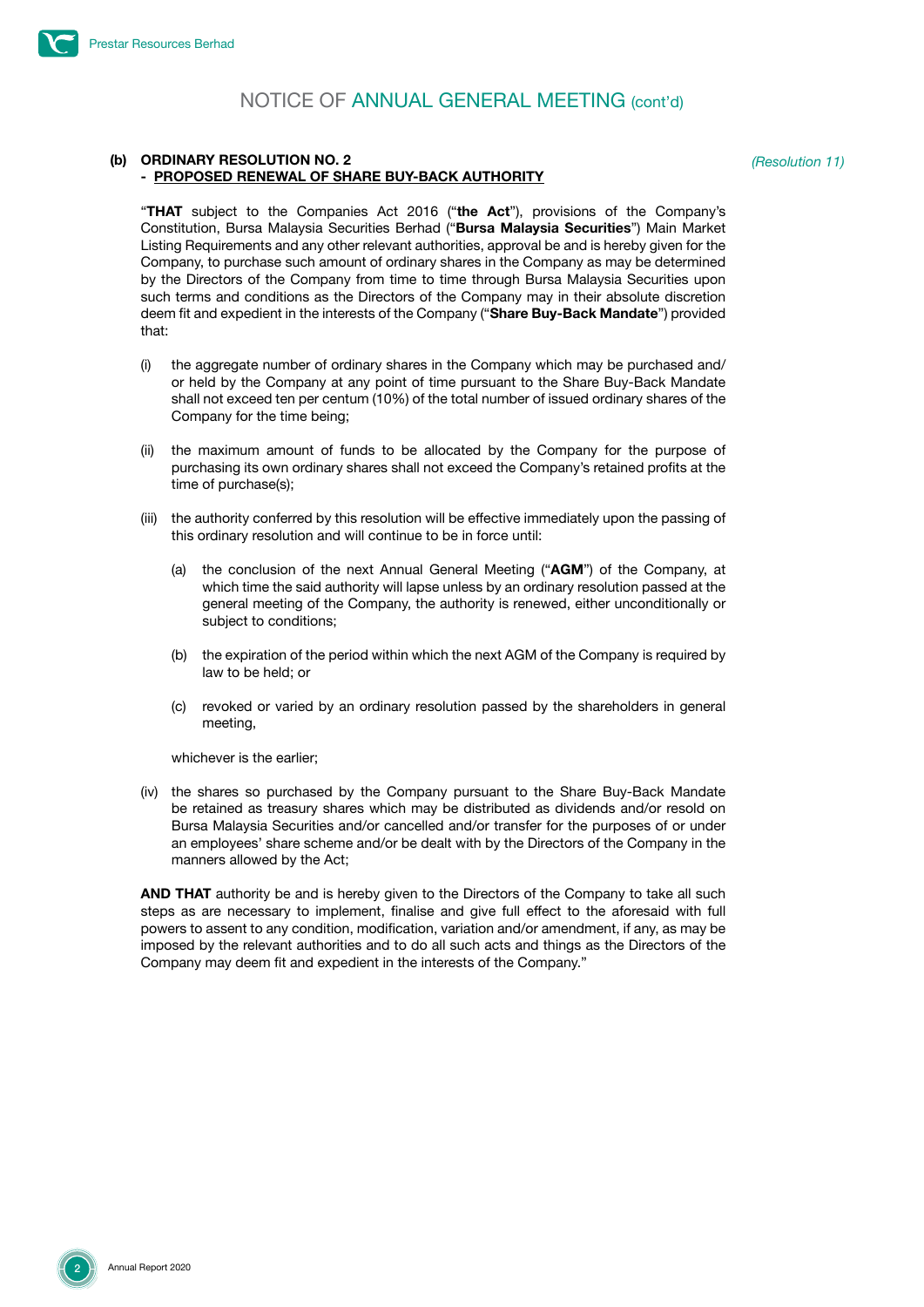# NOTICE OF ANNUAL GENERAL MEETING (cont'd)

**(b) ORDINARY RESOLUTION NO. 2**
**- PROPOSED RENEWAL OF SHARE BUY-BACK AUTHORITY**

*(Resolution 11)*

"**THAT** subject to the Companies Act 2016 ("**the Act**"), provisions of the Company's Constitution, Bursa Malaysia Securities Berhad ("**Bursa Malaysia Securities**") Main Market Listing Requirements and any other relevant authorities, approval be and is hereby given for the Company, to purchase such amount of ordinary shares in the Company as may be determined by the Directors of the Company from time to time through Bursa Malaysia Securities upon such terms and conditions as the Directors of the Company may in their absolute discretion deem fit and expedient in the interests of the Company ("**Share Buy-Back Mandate**") provided that:

(i) the aggregate number of ordinary shares in the Company which may be purchased and/or held by the Company at any point of time pursuant to the Share Buy-Back Mandate shall not exceed ten per centum (10%) of the total number of issued ordinary shares of the Company for the time being;

(ii) the maximum amount of funds to be allocated by the Company for the purpose of purchasing its own ordinary shares shall not exceed the Company's retained profits at the time of purchase(s);

(iii) the authority conferred by this resolution will be effective immediately upon the passing of this ordinary resolution and will continue to be in force until:

  (a) the conclusion of the next Annual General Meeting ("**AGM**") of the Company, at which time the said authority will lapse unless by an ordinary resolution passed at the general meeting of the Company, the authority is renewed, either unconditionally or subject to conditions;

  (b) the expiration of the period within which the next AGM of the Company is required by law to be held; or

  (c) revoked or varied by an ordinary resolution passed by the shareholders in general meeting,

  whichever is the earlier;

(iv) the shares so purchased by the Company pursuant to the Share Buy-Back Mandate be retained as treasury shares which may be distributed as dividends and/or resold on Bursa Malaysia Securities and/or cancelled and/or transfer for the purposes of or under an employees' share scheme and/or be dealt with by the Directors of the Company in the manners allowed by the Act;

**AND THAT** authority be and is hereby given to the Directors of the Company to take all such steps as are necessary to implement, finalise and give full effect to the aforesaid with full powers to assent to any condition, modification, variation and/or amendment, if any, as may be imposed by the relevant authorities and to do all such acts and things as the Directors of the Company may deem fit and expedient in the interests of the Company."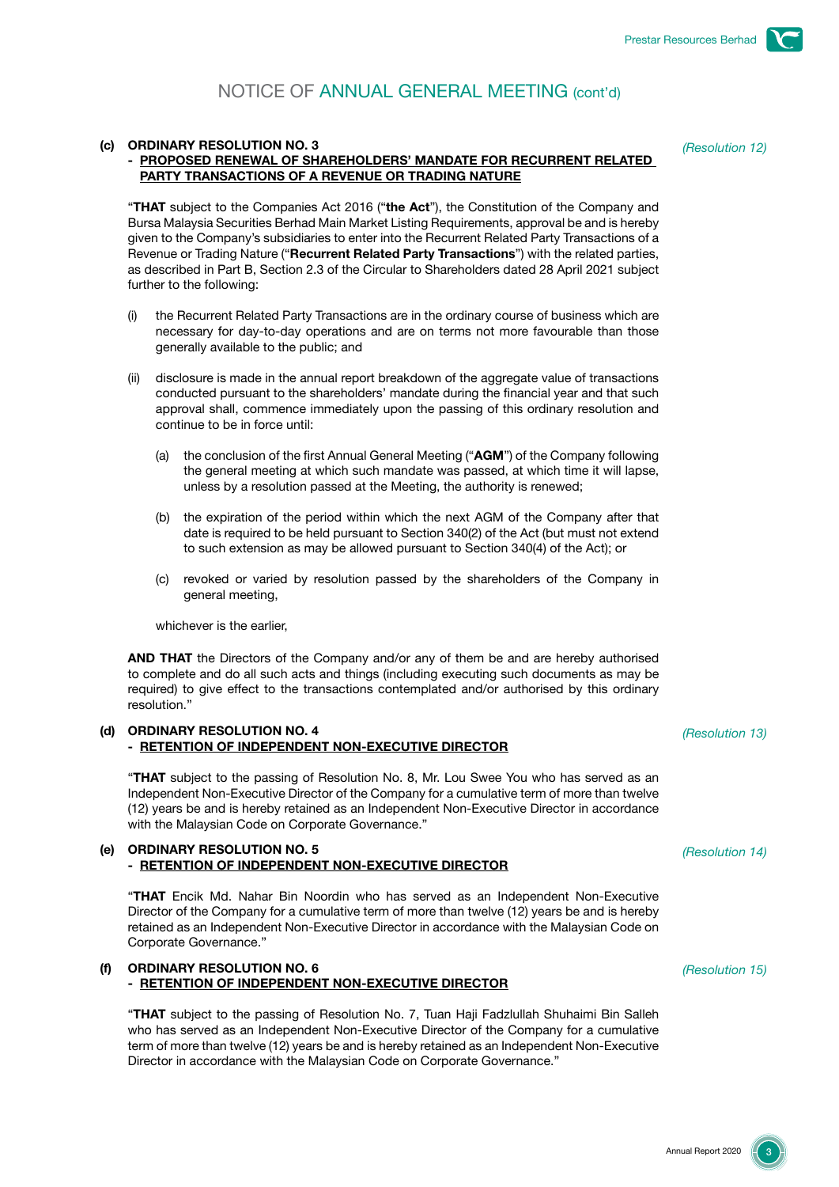## NOTICE OF ANNUAL GENERAL MEETING (cont'd)

**(c) ORDINARY RESOLUTION NO. 3**
**- PROPOSED RENEWAL OF SHAREHOLDERS' MANDATE FOR RECURRENT RELATED PARTY TRANSACTIONS OF A REVENUE OR TRADING NATURE** *(Resolution 12)*

"**THAT** subject to the Companies Act 2016 ("**the Act**"), the Constitution of the Company and Bursa Malaysia Securities Berhad Main Market Listing Requirements, approval be and is hereby given to the Company's subsidiaries to enter into the Recurrent Related Party Transactions of a Revenue or Trading Nature ("**Recurrent Related Party Transactions**") with the related parties, as described in Part B, Section 2.3 of the Circular to Shareholders dated 28 April 2021 subject further to the following:

(i) the Recurrent Related Party Transactions are in the ordinary course of business which are necessary for day-to-day operations and are on terms not more favourable than those generally available to the public; and

(ii) disclosure is made in the annual report breakdown of the aggregate value of transactions conducted pursuant to the shareholders' mandate during the financial year and that such approval shall, commence immediately upon the passing of this ordinary resolution and continue to be in force until:

   (a) the conclusion of the first Annual General Meeting ("**AGM**") of the Company following the general meeting at which such mandate was passed, at which time it will lapse, unless by a resolution passed at the Meeting, the authority is renewed;

   (b) the expiration of the period within which the next AGM of the Company after that date is required to be held pursuant to Section 340(2) of the Act (but must not extend to such extension as may be allowed pursuant to Section 340(4) of the Act); or

   (c) revoked or varied by resolution passed by the shareholders of the Company in general meeting,

whichever is the earlier,

**AND THAT** the Directors of the Company and/or any of them be and are hereby authorised to complete and do all such acts and things (including executing such documents as may be required) to give effect to the transactions contemplated and/or authorised by this ordinary resolution."

**(d) ORDINARY RESOLUTION NO. 4**
**- RETENTION OF INDEPENDENT NON-EXECUTIVE DIRECTOR** *(Resolution 13)*

"**THAT** subject to the passing of Resolution No. 8, Mr. Lou Swee You who has served as an Independent Non-Executive Director of the Company for a cumulative term of more than twelve (12) years be and is hereby retained as an Independent Non-Executive Director in accordance with the Malaysian Code on Corporate Governance."

**(e) ORDINARY RESOLUTION NO. 5**
**- RETENTION OF INDEPENDENT NON-EXECUTIVE DIRECTOR** *(Resolution 14)*

"**THAT** Encik Md. Nahar Bin Noordin who has served as an Independent Non-Executive Director of the Company for a cumulative term of more than twelve (12) years be and is hereby retained as an Independent Non-Executive Director in accordance with the Malaysian Code on Corporate Governance."

**(f) ORDINARY RESOLUTION NO. 6**
**- RETENTION OF INDEPENDENT NON-EXECUTIVE DIRECTOR** *(Resolution 15)*

"**THAT** subject to the passing of Resolution No. 7, Tuan Haji Fadzlullah Shuhaimi Bin Salleh who has served as an Independent Non-Executive Director of the Company for a cumulative term of more than twelve (12) years be and is hereby retained as an Independent Non-Executive Director in accordance with the Malaysian Code on Corporate Governance."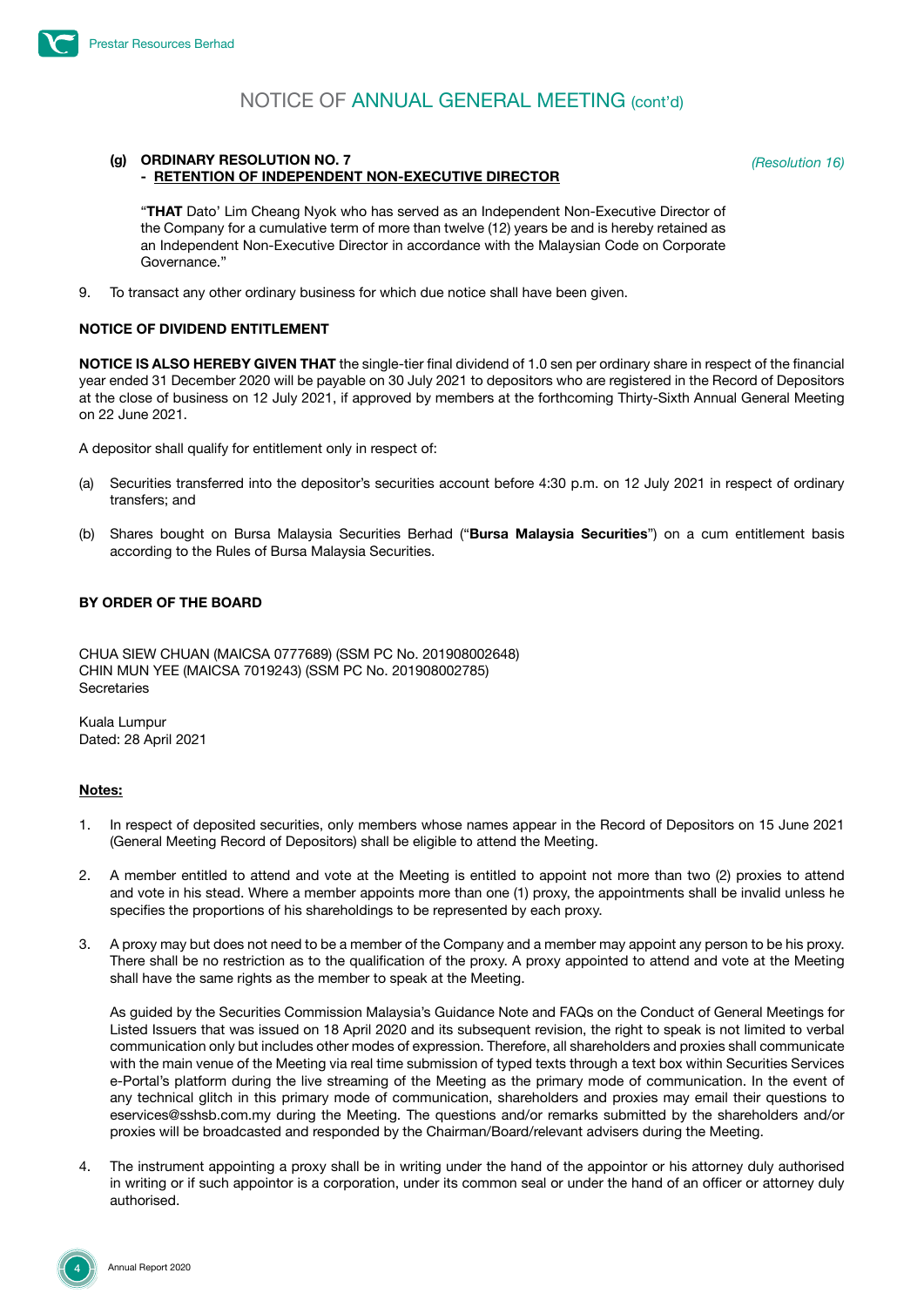# NOTICE OF ANNUAL GENERAL MEETING (cont'd)

**(g) ORDINARY RESOLUTION NO. 7** *(Resolution 16)*
**- RETENTION OF INDEPENDENT NON-EXECUTIVE DIRECTOR**

"**THAT** Dato' Lim Cheang Nyok who has served as an Independent Non-Executive Director of the Company for a cumulative term of more than twelve (12) years be and is hereby retained as an Independent Non-Executive Director in accordance with the Malaysian Code on Corporate Governance."

9. To transact any other ordinary business for which due notice shall have been given.

## NOTICE OF DIVIDEND ENTITLEMENT

**NOTICE IS ALSO HEREBY GIVEN THAT** the single-tier final dividend of 1.0 sen per ordinary share in respect of the financial year ended 31 December 2020 will be payable on 30 July 2021 to depositors who are registered in the Record of Depositors at the close of business on 12 July 2021, if approved by members at the forthcoming Thirty-Sixth Annual General Meeting on 22 June 2021.

A depositor shall qualify for entitlement only in respect of:

(a) Securities transferred into the depositor's securities account before 4:30 p.m. on 12 July 2021 in respect of ordinary transfers; and

(b) Shares bought on Bursa Malaysia Securities Berhad ("**Bursa Malaysia Securities**") on a cum entitlement basis according to the Rules of Bursa Malaysia Securities.

**BY ORDER OF THE BOARD**

CHUA SIEW CHUAN (MAICSA 0777689) (SSM PC No. 201908002648)
CHIN MUN YEE (MAICSA 7019243) (SSM PC No. 201908002785)
Secretaries

Kuala Lumpur
Dated: 28 April 2021

**Notes:**

1. In respect of deposited securities, only members whose names appear in the Record of Depositors on 15 June 2021 (General Meeting Record of Depositors) shall be eligible to attend the Meeting.

2. A member entitled to attend and vote at the Meeting is entitled to appoint not more than two (2) proxies to attend and vote in his stead. Where a member appoints more than one (1) proxy, the appointments shall be invalid unless he specifies the proportions of his shareholdings to be represented by each proxy.

3. A proxy may but does not need to be a member of the Company and a member may appoint any person to be his proxy. There shall be no restriction as to the qualification of the proxy. A proxy appointed to attend and vote at the Meeting shall have the same rights as the member to speak at the Meeting.

   As guided by the Securities Commission Malaysia's Guidance Note and FAQs on the Conduct of General Meetings for Listed Issuers that was issued on 18 April 2020 and its subsequent revision, the right to speak is not limited to verbal communication only but includes other modes of expression. Therefore, all shareholders and proxies shall communicate with the main venue of the Meeting via real time submission of typed texts through a text box within Securities Services e-Portal's platform during the live streaming of the Meeting as the primary mode of communication. In the event of any technical glitch in this primary mode of communication, shareholders and proxies may email their questions to eservices@sshsb.com.my during the Meeting. The questions and/or remarks submitted by the shareholders and/or proxies will be broadcasted and responded by the Chairman/Board/relevant advisers during the Meeting.

4. The instrument appointing a proxy shall be in writing under the hand of the appointor or his attorney duly authorised in writing or if such appointor is a corporation, under its common seal or under the hand of an officer or attorney duly authorised.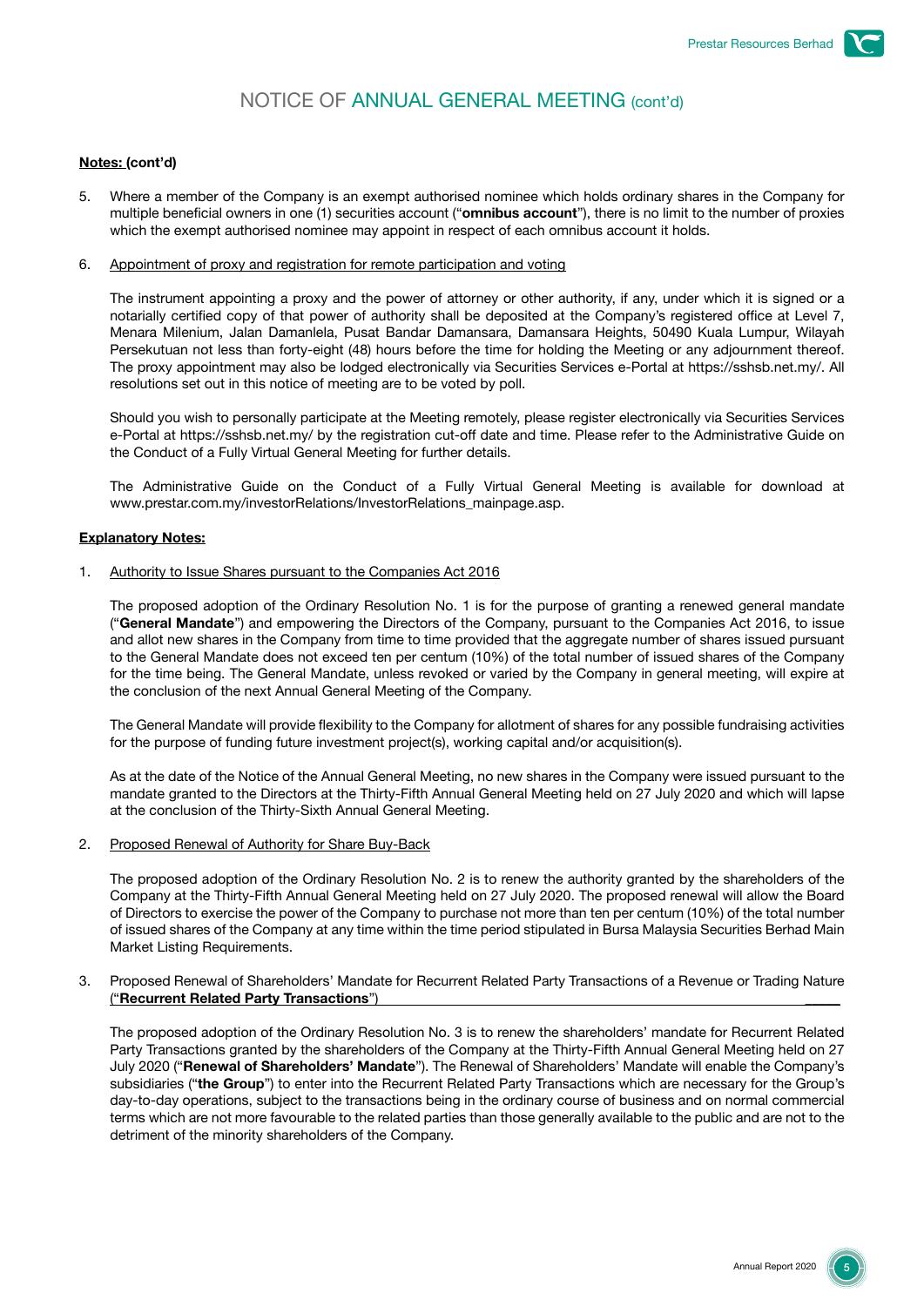# NOTICE OF ANNUAL GENERAL MEETING (cont'd)

**Notes: (cont'd)**

5. Where a member of the Company is an exempt authorised nominee which holds ordinary shares in the Company for multiple beneficial owners in one (1) securities account ("**omnibus account**"), there is no limit to the number of proxies which the exempt authorised nominee may appoint in respect of each omnibus account it holds.

6. Appointment of proxy and registration for remote participation and voting

   The instrument appointing a proxy and the power of attorney or other authority, if any, under which it is signed or a notarially certified copy of that power of authority shall be deposited at the Company's registered office at Level 7, Menara Milenium, Jalan Damanlela, Pusat Bandar Damansara, Damansara Heights, 50490 Kuala Lumpur, Wilayah Persekutuan not less than forty-eight (48) hours before the time for holding the Meeting or any adjournment thereof. The proxy appointment may also be lodged electronically via Securities Services e-Portal at https://sshsb.net.my/. All resolutions set out in this notice of meeting are to be voted by poll.

   Should you wish to personally participate at the Meeting remotely, please register electronically via Securities Services e-Portal at https://sshsb.net.my/ by the registration cut-off date and time. Please refer to the Administrative Guide on the Conduct of a Fully Virtual General Meeting for further details.

   The Administrative Guide on the Conduct of a Fully Virtual General Meeting is available for download at www.prestar.com.my/investorRelations/InvestorRelations_mainpage.asp.

**Explanatory Notes:**

1. Authority to Issue Shares pursuant to the Companies Act 2016

   The proposed adoption of the Ordinary Resolution No. 1 is for the purpose of granting a renewed general mandate ("**General Mandate**") and empowering the Directors of the Company, pursuant to the Companies Act 2016, to issue and allot new shares in the Company from time to time provided that the aggregate number of shares issued pursuant to the General Mandate does not exceed ten per centum (10%) of the total number of issued shares of the Company for the time being. The General Mandate, unless revoked or varied by the Company in general meeting, will expire at the conclusion of the next Annual General Meeting of the Company.

   The General Mandate will provide flexibility to the Company for allotment of shares for any possible fundraising activities for the purpose of funding future investment project(s), working capital and/or acquisition(s).

   As at the date of the Notice of the Annual General Meeting, no new shares in the Company were issued pursuant to the mandate granted to the Directors at the Thirty-Fifth Annual General Meeting held on 27 July 2020 and which will lapse at the conclusion of the Thirty-Sixth Annual General Meeting.

2. Proposed Renewal of Authority for Share Buy-Back

   The proposed adoption of the Ordinary Resolution No. 2 is to renew the authority granted by the shareholders of the Company at the Thirty-Fifth Annual General Meeting held on 27 July 2020. The proposed renewal will allow the Board of Directors to exercise the power of the Company to purchase not more than ten per centum (10%) of the total number of issued shares of the Company at any time within the time period stipulated in Bursa Malaysia Securities Berhad Main Market Listing Requirements.

3. Proposed Renewal of Shareholders' Mandate for Recurrent Related Party Transactions of a Revenue or Trading Nature ("**Recurrent Related Party Transactions**")

   The proposed adoption of the Ordinary Resolution No. 3 is to renew the shareholders' mandate for Recurrent Related Party Transactions granted by the shareholders of the Company at the Thirty-Fifth Annual General Meeting held on 27 July 2020 ("**Renewal of Shareholders' Mandate**"). The Renewal of Shareholders' Mandate will enable the Company's subsidiaries ("**the Group**") to enter into the Recurrent Related Party Transactions which are necessary for the Group's day-to-day operations, subject to the transactions being in the ordinary course of business and on normal commercial terms which are not more favourable to the related parties than those generally available to the public and are not to the detriment of the minority shareholders of the Company.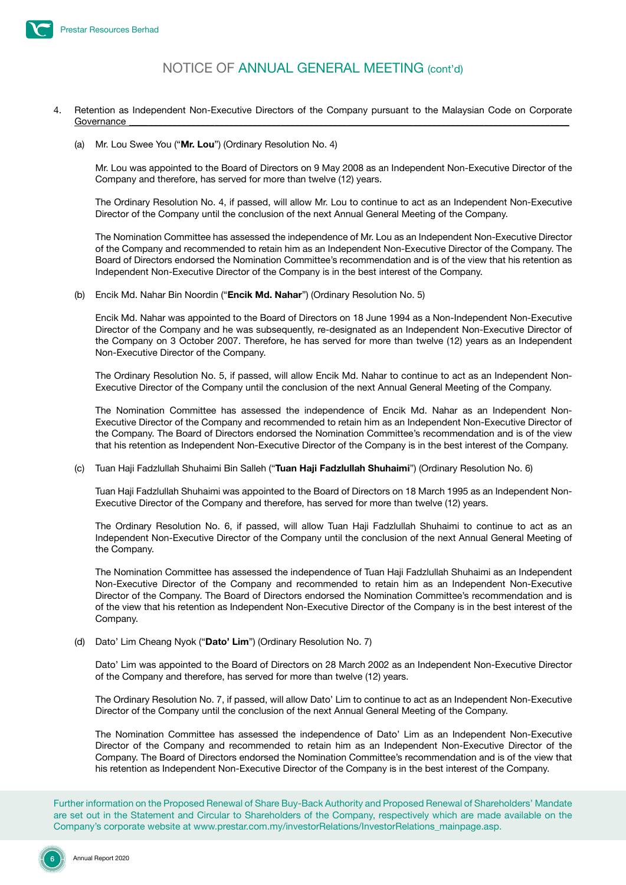# NOTICE OF ANNUAL GENERAL MEETING (cont'd)

4. Retention as Independent Non-Executive Directors of the Company pursuant to the Malaysian Code on Corporate Governance

   (a) Mr. Lou Swee You ("**Mr. Lou**") (Ordinary Resolution No. 4)

   Mr. Lou was appointed to the Board of Directors on 9 May 2008 as an Independent Non-Executive Director of the Company and therefore, has served for more than twelve (12) years.

   The Ordinary Resolution No. 4, if passed, will allow Mr. Lou to continue to act as an Independent Non-Executive Director of the Company until the conclusion of the next Annual General Meeting of the Company.

   The Nomination Committee has assessed the independence of Mr. Lou as an Independent Non-Executive Director of the Company and recommended to retain him as an Independent Non-Executive Director of the Company. The Board of Directors endorsed the Nomination Committee's recommendation and is of the view that his retention as Independent Non-Executive Director of the Company is in the best interest of the Company.

   (b) Encik Md. Nahar Bin Noordin ("**Encik Md. Nahar**") (Ordinary Resolution No. 5)

   Encik Md. Nahar was appointed to the Board of Directors on 18 June 1994 as a Non-Independent Non-Executive Director of the Company and he was subsequently, re-designated as an Independent Non-Executive Director of the Company on 3 October 2007. Therefore, he has served for more than twelve (12) years as an Independent Non-Executive Director of the Company.

   The Ordinary Resolution No. 5, if passed, will allow Encik Md. Nahar to continue to act as an Independent Non-Executive Director of the Company until the conclusion of the next Annual General Meeting of the Company.

   The Nomination Committee has assessed the independence of Encik Md. Nahar as an Independent Non-Executive Director of the Company and recommended to retain him as an Independent Non-Executive Director of the Company. The Board of Directors endorsed the Nomination Committee's recommendation and is of the view that his retention as Independent Non-Executive Director of the Company is in the best interest of the Company.

   (c) Tuan Haji Fadzlullah Shuhaimi Bin Salleh ("**Tuan Haji Fadzlullah Shuhaimi**") (Ordinary Resolution No. 6)

   Tuan Haji Fadzlullah Shuhaimi was appointed to the Board of Directors on 18 March 1995 as an Independent Non-Executive Director of the Company and therefore, has served for more than twelve (12) years.

   The Ordinary Resolution No. 6, if passed, will allow Tuan Haji Fadzlullah Shuhaimi to continue to act as an Independent Non-Executive Director of the Company until the conclusion of the next Annual General Meeting of the Company.

   The Nomination Committee has assessed the independence of Tuan Haji Fadzlullah Shuhaimi as an Independent Non-Executive Director of the Company and recommended to retain him as an Independent Non-Executive Director of the Company. The Board of Directors endorsed the Nomination Committee's recommendation and is of the view that his retention as Independent Non-Executive Director of the Company is in the best interest of the Company.

   (d) Dato' Lim Cheang Nyok ("**Dato' Lim**") (Ordinary Resolution No. 7)

   Dato' Lim was appointed to the Board of Directors on 28 March 2002 as an Independent Non-Executive Director of the Company and therefore, has served for more than twelve (12) years.

   The Ordinary Resolution No. 7, if passed, will allow Dato' Lim to continue to act as an Independent Non-Executive Director of the Company until the conclusion of the next Annual General Meeting of the Company.

   The Nomination Committee has assessed the independence of Dato' Lim as an Independent Non-Executive Director of the Company and recommended to retain him as an Independent Non-Executive Director of the Company. The Board of Directors endorsed the Nomination Committee's recommendation and is of the view that his retention as Independent Non-Executive Director of the Company is in the best interest of the Company.

Further information on the Proposed Renewal of Share Buy-Back Authority and Proposed Renewal of Shareholders' Mandate are set out in the Statement and Circular to Shareholders of the Company, respectively which are made available on the Company's corporate website at www.prestar.com.my/investorRelations/InvestorRelations_mainpage.asp.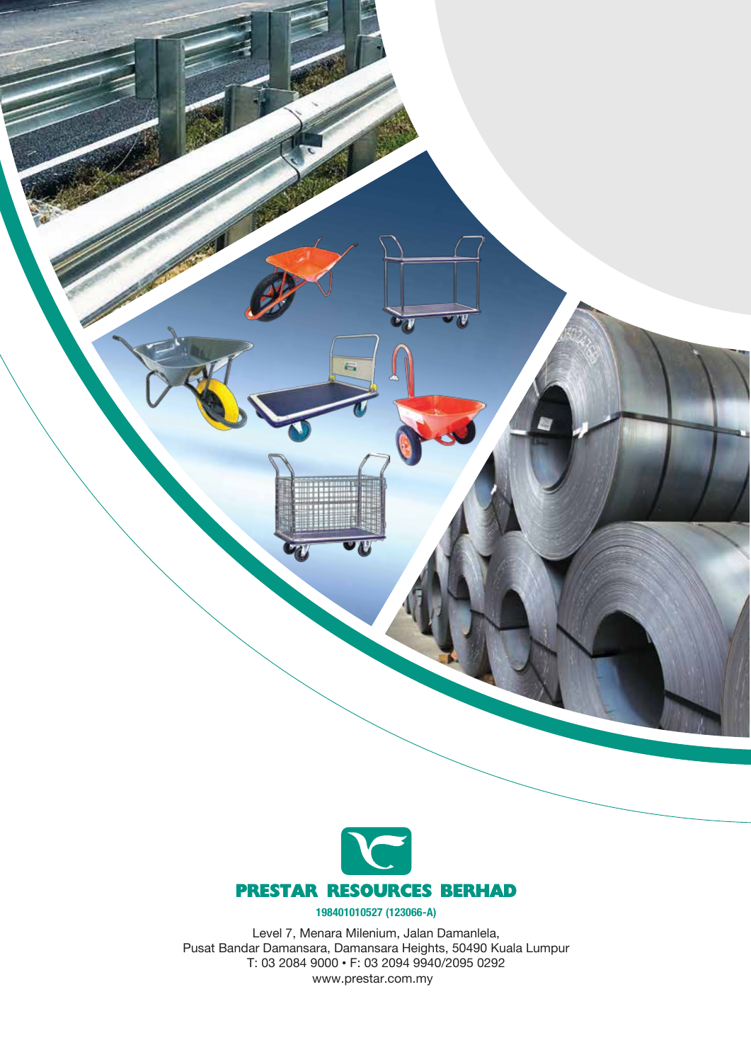**PRESTAR RESOURCES BERHAD**

198401010527 (123066-A)

Level 7, Menara Milenium, Jalan Damanlela,
Pusat Bandar Damansara, Damansara Heights, 50490 Kuala Lumpur
T: 03 2084 9000 • F: 03 2094 9940/2095 0292
www.prestar.com.my